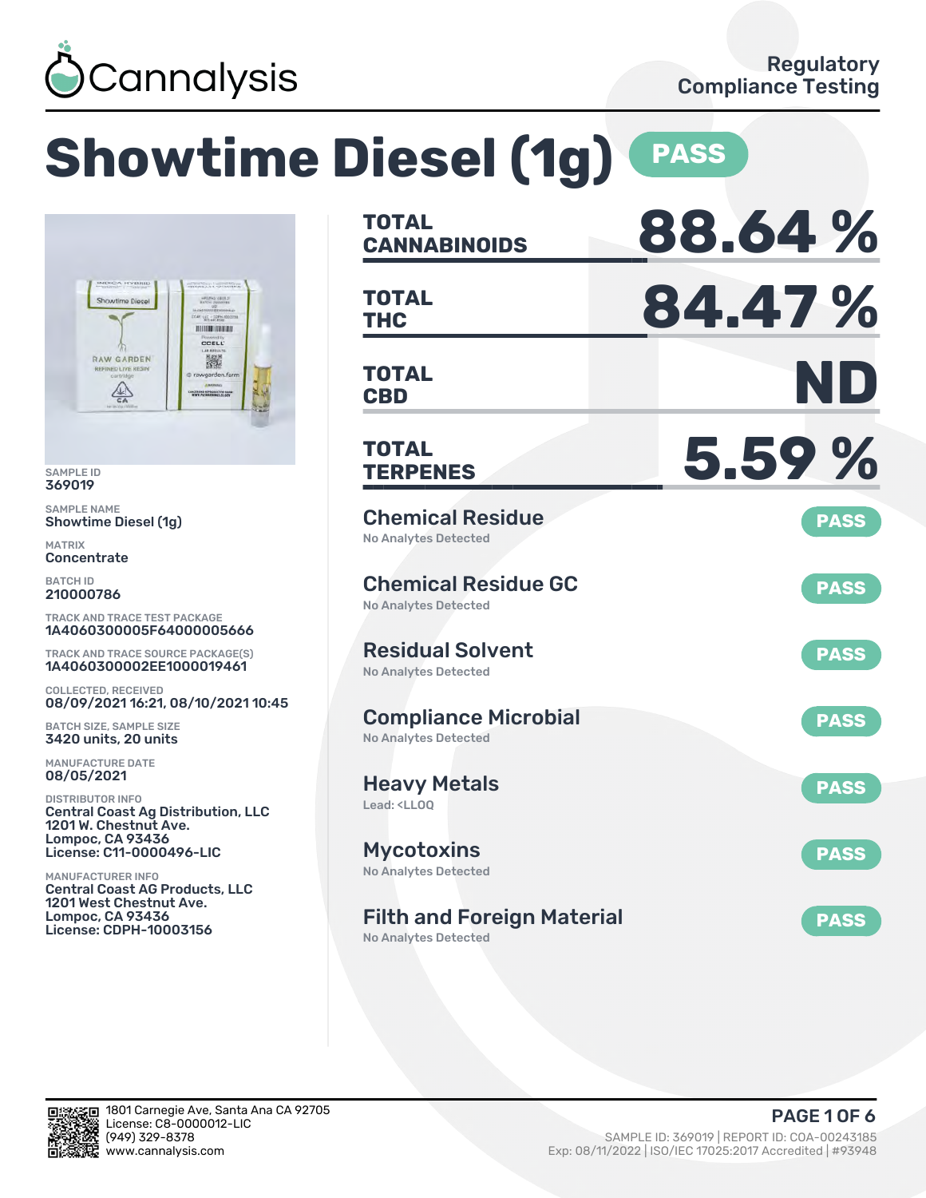Cannalysis

Regulatory Compliance Testing

# Showtime Diesel (1g) PASS

SAMPLE ID
369019

SAMPLE NAME
Showtime Diesel (1g)

MATRIX
Concentrate

BATCH ID
210000786

TRACK AND TRACE TEST PACKAGE
1A4060300005F64000005666

TRACK AND TRACE SOURCE PACKAGE(S)
1A4060300002EE1000019461

COLLECTED, RECEIVED
08/09/2021 16:21, 08/10/2021 10:45

BATCH SIZE, SAMPLE SIZE
3420 units, 20 units

MANUFACTURE DATE
08/05/2021

DISTRIBUTOR INFO
Central Coast Ag Distribution, LLC
1201 W. Chestnut Ave.
Lompoc, CA 93436
License: C11-0000496-LIC

MANUFACTURER INFO
Central Coast AG Products, LLC
1201 West Chestnut Ave.
Lompoc, CA 93436
License: CDPH-10003156

| | |
|---|---|
| **TOTAL CANNABINOIDS** | **88.64 %** |
| **TOTAL THC** | **84.47 %** |
| **TOTAL CBD** | **ND** |
| **TOTAL TERPENES** | **5.59 %** |

| Test | Result | Status |
|---|---|---|
| Chemical Residue | No Analytes Detected | PASS |
| Chemical Residue GC | No Analytes Detected | PASS |
| Residual Solvent | No Analytes Detected | PASS |
| Compliance Microbial | No Analytes Detected | PASS |
| Heavy Metals | Lead: <LLOQ | PASS |
| Mycotoxins | No Analytes Detected | PASS |
| Filth and Foreign Material | No Analytes Detected | PASS |

1801 Carnegie Ave, Santa Ana CA 92705
License: C8-0000012-LIC
(949) 329-8378
www.cannalysis.com

SAMPLE ID: 369019 | REPORT ID: COA-00243185
Exp: 08/11/2022 | ISO/IEC 17025:2017 Accredited | #93948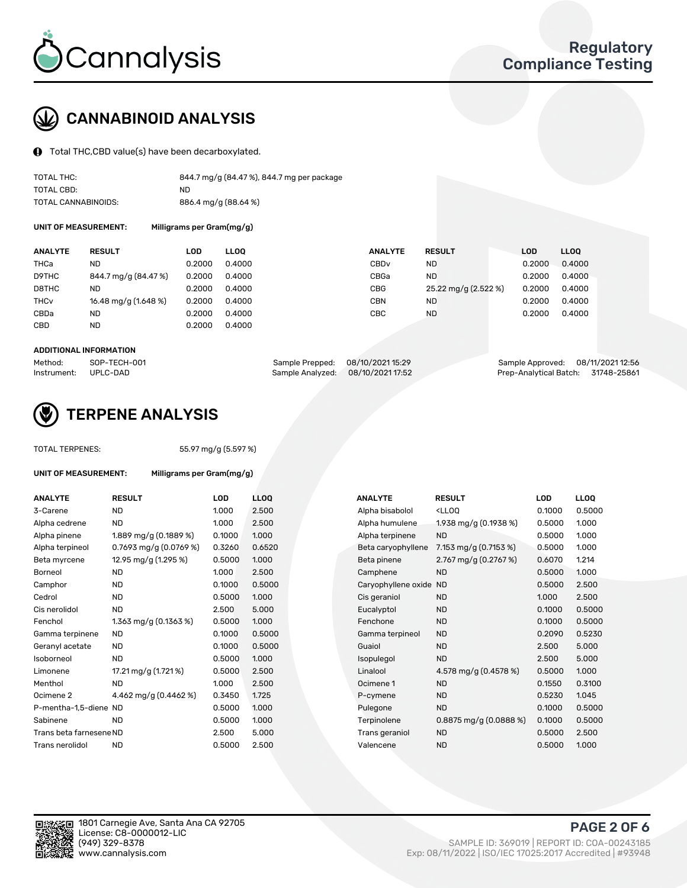# CANNABINOID ANALYSIS

Total THC,CBD value(s) have been decarboxylated.

| | |
|---|---|
| TOTAL THC: | 844.7 mg/g (84.47 %), 844.7 mg per package |
| TOTAL CBD: | ND |
| TOTAL CANNABINOIDS: | 886.4 mg/g (88.64 %) |

**UNIT OF MEASUREMENT:** Milligrams per Gram(mg/g)

| ANALYTE | RESULT | LOD | LLOQ | ANALYTE | RESULT | LOD | LLOQ |
|---|---|---|---|---|---|---|---|
| THCa | ND | 0.2000 | 0.4000 | CBDv | ND | 0.2000 | 0.4000 |
| D9THC | 844.7 mg/g (84.47 %) | 0.2000 | 0.4000 | CBGa | ND | 0.2000 | 0.4000 |
| D8THC | ND | 0.2000 | 0.4000 | CBG | 25.22 mg/g (2.522 %) | 0.2000 | 0.4000 |
| THCv | 16.48 mg/g (1.648 %) | 0.2000 | 0.4000 | CBN | ND | 0.2000 | 0.4000 |
| CBDa | ND | 0.2000 | 0.4000 | CBC | ND | 0.2000 | 0.4000 |
| CBD | ND | 0.2000 | 0.4000 | | | | |

**ADDITIONAL INFORMATION**

| | | | | | |
|---|---|---|---|---|---|
| Method: | SOP-TECH-001 | Sample Prepped: | 08/10/2021 15:29 | Sample Approved: | 08/11/2021 12:56 |
| Instrument: | UPLC-DAD | Sample Analyzed: | 08/10/2021 17:52 | Prep-Analytical Batch: | 31748-25861 |

# TERPENE ANALYSIS

TOTAL TERPENES: 55.97 mg/g (5.597 %)

**UNIT OF MEASUREMENT:** Milligrams per Gram(mg/g)

| ANALYTE | RESULT | LOD | LLOQ | ANALYTE | RESULT | LOD | LLOQ |
|---|---|---|---|---|---|---|---|
| 3-Carene | ND | 1.000 | 2.500 | Alpha bisabolol | <LLOQ | 0.1000 | 0.5000 |
| Alpha cedrene | ND | 1.000 | 2.500 | Alpha humulene | 1.938 mg/g (0.1938 %) | 0.5000 | 1.000 |
| Alpha pinene | 1.889 mg/g (0.1889 %) | 0.1000 | 1.000 | Alpha terpinene | ND | 0.5000 | 1.000 |
| Alpha terpineol | 0.7693 mg/g (0.0769 %) | 0.3260 | 0.6520 | Beta caryophyllene | 7.153 mg/g (0.7153 %) | 0.5000 | 1.000 |
| Beta myrcene | 12.95 mg/g (1.295 %) | 0.5000 | 1.000 | Beta pinene | 2.767 mg/g (0.2767 %) | 0.6070 | 1.214 |
| Borneol | ND | 1.000 | 2.500 | Camphene | ND | 0.5000 | 1.000 |
| Camphor | ND | 0.1000 | 0.5000 | Caryophyllene oxide | ND | 0.5000 | 2.500 |
| Cedrol | ND | 0.5000 | 1.000 | Cis geraniol | ND | 1.000 | 2.500 |
| Cis nerolidol | ND | 2.500 | 5.000 | Eucalyptol | ND | 0.1000 | 0.5000 |
| Fenchol | 1.363 mg/g (0.1363 %) | 0.5000 | 1.000 | Fenchone | ND | 0.1000 | 0.5000 |
| Gamma terpinene | ND | 0.1000 | 0.5000 | Gamma terpineol | ND | 0.2090 | 0.5230 |
| Geranyl acetate | ND | 0.1000 | 0.5000 | Guaiol | ND | 2.500 | 5.000 |
| Isoborneol | ND | 0.5000 | 1.000 | Isopulegol | ND | 2.500 | 5.000 |
| Limonene | 17.21 mg/g (1.721 %) | 0.5000 | 2.500 | Linalool | 4.578 mg/g (0.4578 %) | 0.5000 | 1.000 |
| Menthol | ND | 1.000 | 2.500 | Ocimene 1 | ND | 0.1550 | 0.3100 |
| Ocimene 2 | 4.462 mg/g (0.4462 %) | 0.3450 | 1.725 | P-cymene | ND | 0.5230 | 1.045 |
| P-mentha-1,5-diene | ND | 0.5000 | 1.000 | Pulegone | ND | 0.1000 | 0.5000 |
| Sabinene | ND | 0.5000 | 1.000 | Terpinolene | 0.8875 mg/g (0.0888 %) | 0.1000 | 0.5000 |
| Trans beta farnesene | ND | 2.500 | 5.000 | Trans geraniol | ND | 0.5000 | 2.500 |
| Trans nerolidol | ND | 0.5000 | 2.500 | Valencene | ND | 0.5000 | 1.000 |

1801 Carnegie Ave, Santa Ana CA 92705
License: C8-0000012-LIC
(949) 329-8378
www.cannalysis.com

SAMPLE ID: 369019 | REPORT ID: COA-00243185
Exp: 08/11/2022 | ISO/IEC 17025:2017 Accredited | #93948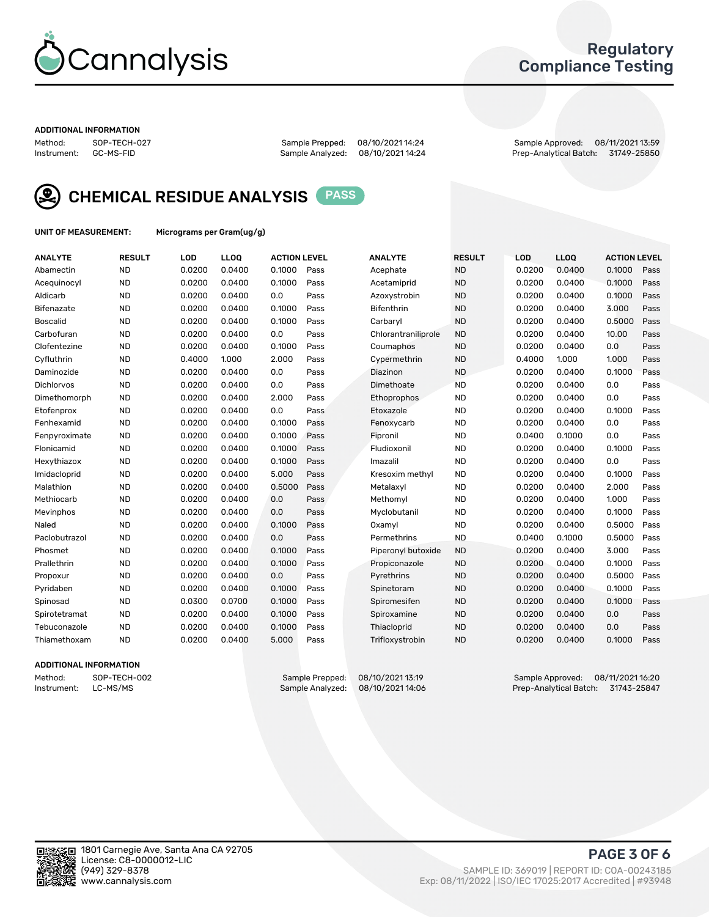# Cannalysis

## Regulatory Compliance Testing

**ADDITIONAL INFORMATION**

Method: SOP-TECH-027
Instrument: GC-MS-FID
Sample Prepped: 08/10/2021 14:24
Sample Analyzed: 08/10/2021 14:24
Sample Approved: 08/11/2021 13:59
Prep-Analytical Batch: 31749-25850

## CHEMICAL RESIDUE ANALYSIS PASS

**UNIT OF MEASUREMENT:** Micrograms per Gram(ug/g)

| ANALYTE | RESULT | LOD | LLOQ | ACTION LEVEL | | ANALYTE | RESULT | LOD | LLOQ | ACTION LEVEL | |
|---|---|---|---|---|---|---|---|---|---|---|---|
| Abamectin | ND | 0.0200 | 0.0400 | 0.1000 | Pass | Acephate | ND | 0.0200 | 0.0400 | 0.1000 | Pass |
| Acequinocyl | ND | 0.0200 | 0.0400 | 0.1000 | Pass | Acetamiprid | ND | 0.0200 | 0.0400 | 0.1000 | Pass |
| Aldicarb | ND | 0.0200 | 0.0400 | 0.0 | Pass | Azoxystrobin | ND | 0.0200 | 0.0400 | 0.1000 | Pass |
| Bifenazate | ND | 0.0200 | 0.0400 | 0.1000 | Pass | Bifenthrin | ND | 0.0200 | 0.0400 | 3.000 | Pass |
| Boscalid | ND | 0.0200 | 0.0400 | 0.1000 | Pass | Carbaryl | ND | 0.0200 | 0.0400 | 0.5000 | Pass |
| Carbofuran | ND | 0.0200 | 0.0400 | 0.0 | Pass | Chlorantraniliprole | ND | 0.0200 | 0.0400 | 10.00 | Pass |
| Clofentezine | ND | 0.0200 | 0.0400 | 0.1000 | Pass | Coumaphos | ND | 0.0200 | 0.0400 | 0.0 | Pass |
| Cyfluthrin | ND | 0.4000 | 1.000 | 2.000 | Pass | Cypermethrin | ND | 0.4000 | 1.000 | 1.000 | Pass |
| Daminozide | ND | 0.0200 | 0.0400 | 0.0 | Pass | Diazinon | ND | 0.0200 | 0.0400 | 0.1000 | Pass |
| Dichlorvos | ND | 0.0200 | 0.0400 | 0.0 | Pass | Dimethoate | ND | 0.0200 | 0.0400 | 0.0 | Pass |
| Dimethomorph | ND | 0.0200 | 0.0400 | 2.000 | Pass | Ethoprophos | ND | 0.0200 | 0.0400 | 0.0 | Pass |
| Etofenprox | ND | 0.0200 | 0.0400 | 0.0 | Pass | Etoxazole | ND | 0.0200 | 0.0400 | 0.1000 | Pass |
| Fenhexamid | ND | 0.0200 | 0.0400 | 0.1000 | Pass | Fenoxycarb | ND | 0.0200 | 0.0400 | 0.0 | Pass |
| Fenpyroximate | ND | 0.0200 | 0.0400 | 0.1000 | Pass | Fipronil | ND | 0.0400 | 0.1000 | 0.0 | Pass |
| Flonicamid | ND | 0.0200 | 0.0400 | 0.1000 | Pass | Fludioxonil | ND | 0.0200 | 0.0400 | 0.1000 | Pass |
| Hexythiazox | ND | 0.0200 | 0.0400 | 0.1000 | Pass | Imazalil | ND | 0.0200 | 0.0400 | 0.0 | Pass |
| Imidacloprid | ND | 0.0200 | 0.0400 | 5.000 | Pass | Kresoxim methyl | ND | 0.0200 | 0.0400 | 0.1000 | Pass |
| Malathion | ND | 0.0200 | 0.0400 | 0.5000 | Pass | Metalaxyl | ND | 0.0200 | 0.0400 | 2.000 | Pass |
| Methiocarb | ND | 0.0200 | 0.0400 | 0.0 | Pass | Methomyl | ND | 0.0200 | 0.0400 | 1.000 | Pass |
| Mevinphos | ND | 0.0200 | 0.0400 | 0.0 | Pass | Myclobutanil | ND | 0.0200 | 0.0400 | 0.1000 | Pass |
| Naled | ND | 0.0200 | 0.0400 | 0.1000 | Pass | Oxamyl | ND | 0.0200 | 0.0400 | 0.5000 | Pass |
| Paclobutrazol | ND | 0.0200 | 0.0400 | 0.0 | Pass | Permethrins | ND | 0.0400 | 0.1000 | 0.5000 | Pass |
| Phosmet | ND | 0.0200 | 0.0400 | 0.1000 | Pass | Piperonyl butoxide | ND | 0.0200 | 0.0400 | 3.000 | Pass |
| Prallethrin | ND | 0.0200 | 0.0400 | 0.1000 | Pass | Propiconazole | ND | 0.0200 | 0.0400 | 0.1000 | Pass |
| Propoxur | ND | 0.0200 | 0.0400 | 0.0 | Pass | Pyrethrins | ND | 0.0200 | 0.0400 | 0.5000 | Pass |
| Pyridaben | ND | 0.0200 | 0.0400 | 0.1000 | Pass | Spinetoram | ND | 0.0200 | 0.0400 | 0.1000 | Pass |
| Spinosad | ND | 0.0300 | 0.0700 | 0.1000 | Pass | Spiromesifen | ND | 0.0200 | 0.0400 | 0.1000 | Pass |
| Spirotetramat | ND | 0.0200 | 0.0400 | 0.1000 | Pass | Spiroxamine | ND | 0.0200 | 0.0400 | 0.0 | Pass |
| Tebuconazole | ND | 0.0200 | 0.0400 | 0.1000 | Pass | Thiacloprid | ND | 0.0200 | 0.0400 | 0.0 | Pass |
| Thiamethoxam | ND | 0.0200 | 0.0400 | 5.000 | Pass | Trifloxystrobin | ND | 0.0200 | 0.0400 | 0.1000 | Pass |

**ADDITIONAL INFORMATION**

Method: SOP-TECH-002
Instrument: LC-MS/MS
Sample Prepped: 08/10/2021 13:19
Sample Analyzed: 08/10/2021 14:06
Sample Approved: 08/11/2021 16:20
Prep-Analytical Batch: 31743-25847

1801 Carnegie Ave, Santa Ana CA 92705
License: C8-0000012-LIC
(949) 329-8378
www.cannalysis.com

SAMPLE ID: 369019 | REPORT ID: COA-00243185
Exp: 08/11/2022 | ISO/IEC 17025:2017 Accredited | #93948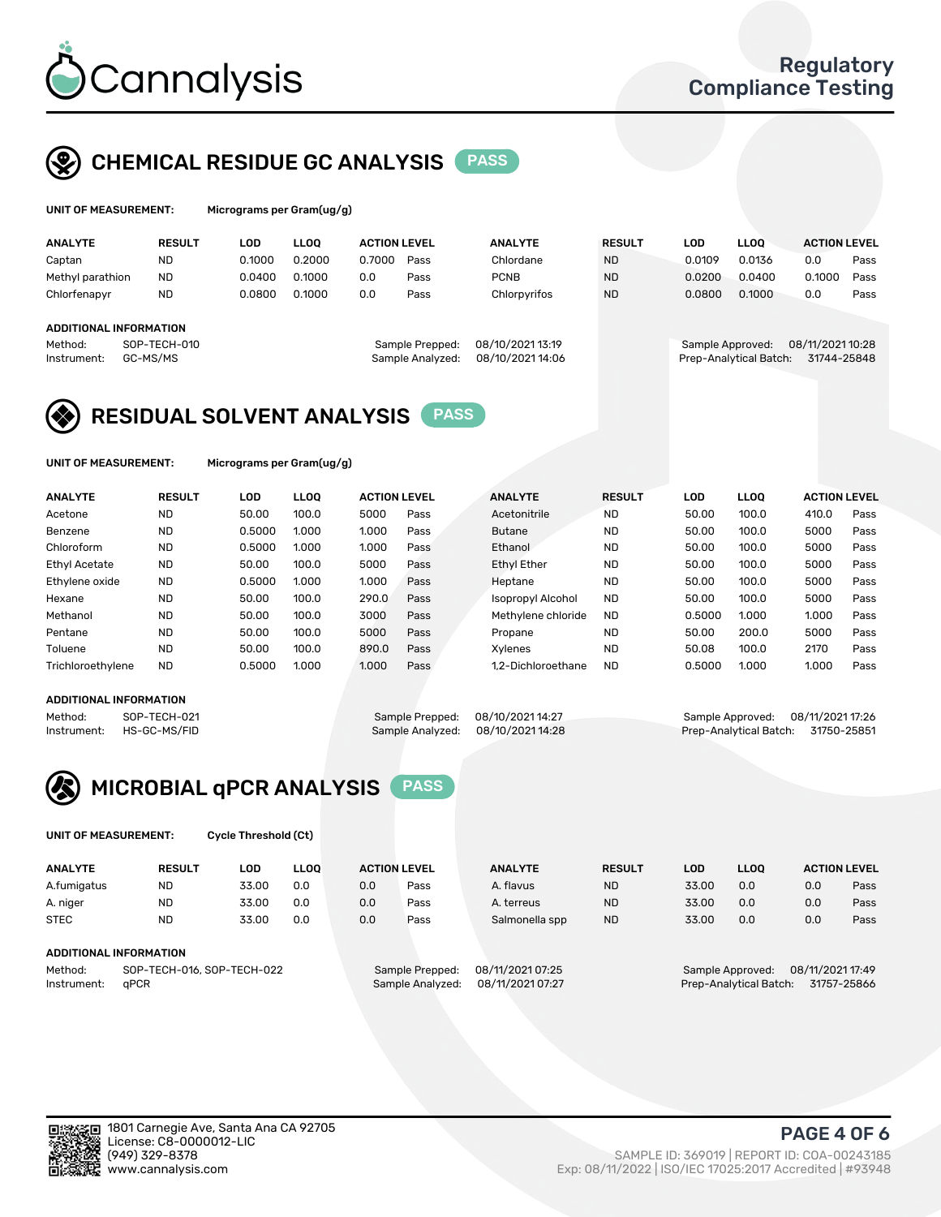Cannalysis

Regulatory Compliance Testing

## CHEMICAL RESIDUE GC ANALYSIS PASS

**UNIT OF MEASUREMENT:** Micrograms per Gram(ug/g)

| ANALYTE | RESULT | LOD | LLOQ | ACTION LEVEL | | ANALYTE | RESULT | LOD | LLOQ | ACTION LEVEL | |
|---|---|---|---|---|---|---|---|---|---|---|---|
| Captan | ND | 0.1000 | 0.2000 | 0.7000 | Pass | Chlordane | ND | 0.0109 | 0.0136 | 0.0 | Pass |
| Methyl parathion | ND | 0.0400 | 0.1000 | 0.0 | Pass | PCNB | ND | 0.0200 | 0.0400 | 0.1000 | Pass |
| Chlorfenapyr | ND | 0.0800 | 0.1000 | 0.0 | Pass | Chlorpyrifos | ND | 0.0800 | 0.1000 | 0.0 | Pass |

**ADDITIONAL INFORMATION**

Method: SOP-TECH-010
Instrument: GC-MS/MS
Sample Prepped: 08/10/2021 13:19
Sample Analyzed: 08/10/2021 14:06
Sample Approved: 08/11/2021 10:28
Prep-Analytical Batch: 31744-25848

## RESIDUAL SOLVENT ANALYSIS PASS

**UNIT OF MEASUREMENT:** Micrograms per Gram(ug/g)

| ANALYTE | RESULT | LOD | LLOQ | ACTION LEVEL | | ANALYTE | RESULT | LOD | LLOQ | ACTION LEVEL | |
|---|---|---|---|---|---|---|---|---|---|---|---|
| Acetone | ND | 50.00 | 100.0 | 5000 | Pass | Acetonitrile | ND | 50.00 | 100.0 | 410.0 | Pass |
| Benzene | ND | 0.5000 | 1.000 | 1.000 | Pass | Butane | ND | 50.00 | 100.0 | 5000 | Pass |
| Chloroform | ND | 0.5000 | 1.000 | 1.000 | Pass | Ethanol | ND | 50.00 | 100.0 | 5000 | Pass |
| Ethyl Acetate | ND | 50.00 | 100.0 | 5000 | Pass | Ethyl Ether | ND | 50.00 | 100.0 | 5000 | Pass |
| Ethylene oxide | ND | 0.5000 | 1.000 | 1.000 | Pass | Heptane | ND | 50.00 | 100.0 | 5000 | Pass |
| Hexane | ND | 50.00 | 100.0 | 290.0 | Pass | Isopropyl Alcohol | ND | 50.00 | 100.0 | 5000 | Pass |
| Methanol | ND | 50.00 | 100.0 | 3000 | Pass | Methylene chloride | ND | 0.5000 | 1.000 | 1.000 | Pass |
| Pentane | ND | 50.00 | 100.0 | 5000 | Pass | Propane | ND | 50.00 | 200.0 | 5000 | Pass |
| Toluene | ND | 50.00 | 100.0 | 890.0 | Pass | Xylenes | ND | 50.08 | 100.0 | 2170 | Pass |
| Trichloroethylene | ND | 0.5000 | 1.000 | 1.000 | Pass | 1,2-Dichloroethane | ND | 0.5000 | 1.000 | 1.000 | Pass |

**ADDITIONAL INFORMATION**

Method: SOP-TECH-021
Instrument: HS-GC-MS/FID
Sample Prepped: 08/10/2021 14:27
Sample Analyzed: 08/10/2021 14:28
Sample Approved: 08/11/2021 17:26
Prep-Analytical Batch: 31750-25851

## MICROBIAL qPCR ANALYSIS PASS

**UNIT OF MEASUREMENT:** Cycle Threshold (Ct)

| ANALYTE | RESULT | LOD | LLOQ | ACTION LEVEL | | ANALYTE | RESULT | LOD | LLOQ | ACTION LEVEL | |
|---|---|---|---|---|---|---|---|---|---|---|---|
| A.fumigatus | ND | 33.00 | 0.0 | 0.0 | Pass | A. flavus | ND | 33.00 | 0.0 | 0.0 | Pass |
| A. niger | ND | 33.00 | 0.0 | 0.0 | Pass | A. terreus | ND | 33.00 | 0.0 | 0.0 | Pass |
| STEC | ND | 33.00 | 0.0 | 0.0 | Pass | Salmonella spp | ND | 33.00 | 0.0 | 0.0 | Pass |

**ADDITIONAL INFORMATION**

Method: SOP-TECH-016, SOP-TECH-022
Instrument: qPCR
Sample Prepped: 08/11/2021 07:25
Sample Analyzed: 08/11/2021 07:27
Sample Approved: 08/11/2021 17:49
Prep-Analytical Batch: 31757-25866

1801 Carnegie Ave, Santa Ana CA 92705
License: C8-0000012-LIC
(949) 329-8378
www.cannalysis.com

SAMPLE ID: 369019 | REPORT ID: COA-00243185
Exp: 08/11/2022 | ISO/IEC 17025:2017 Accredited | #93948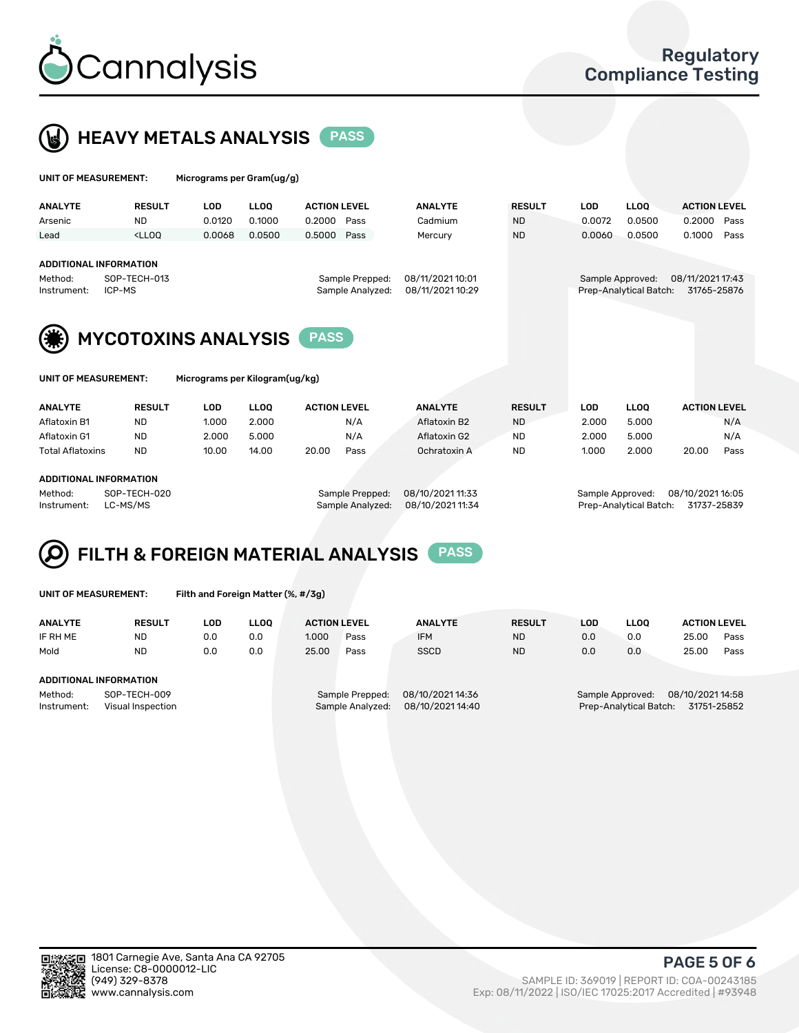# Cannalysis

Regulatory Compliance Testing

## HEAVY METALS ANALYSIS PASS

**UNIT OF MEASUREMENT:** Micrograms per Gram(ug/g)

| ANALYTE | RESULT | LOD | LLOQ | ACTION LEVEL | | ANALYTE | RESULT | LOD | LLOQ | ACTION LEVEL | |
|---|---|---|---|---|---|---|---|---|---|---|---|
| Arsenic | ND | 0.0120 | 0.1000 | 0.2000 | Pass | Cadmium | ND | 0.0072 | 0.0500 | 0.2000 | Pass |
| Lead | <LLOQ | 0.0068 | 0.0500 | 0.5000 | Pass | Mercury | ND | 0.0060 | 0.0500 | 0.1000 | Pass |

**ADDITIONAL INFORMATION**

Method: SOP-TECH-013
Instrument: ICP-MS
Sample Prepped: 08/11/2021 10:01
Sample Analyzed: 08/11/2021 10:29
Sample Approved: 08/11/2021 17:43
Prep-Analytical Batch: 31765-25876

## MYCOTOXINS ANALYSIS PASS

**UNIT OF MEASUREMENT:** Micrograms per Kilogram(ug/kg)

| ANALYTE | RESULT | LOD | LLOQ | ACTION LEVEL | | ANALYTE | RESULT | LOD | LLOQ | ACTION LEVEL | |
|---|---|---|---|---|---|---|---|---|---|---|---|
| Aflatoxin B1 | ND | 1.000 | 2.000 | | N/A | Aflatoxin B2 | ND | 2.000 | 5.000 | | N/A |
| Aflatoxin G1 | ND | 2.000 | 5.000 | | N/A | Aflatoxin G2 | ND | 2.000 | 5.000 | | N/A |
| Total Aflatoxins | ND | 10.00 | 14.00 | 20.00 | Pass | Ochratoxin A | ND | 1.000 | 2.000 | 20.00 | Pass |

**ADDITIONAL INFORMATION**

Method: SOP-TECH-020
Instrument: LC-MS/MS
Sample Prepped: 08/10/2021 11:33
Sample Analyzed: 08/10/2021 11:34
Sample Approved: 08/10/2021 16:05
Prep-Analytical Batch: 31737-25839

## FILTH & FOREIGN MATERIAL ANALYSIS PASS

**UNIT OF MEASUREMENT:** Filth and Foreign Matter (%, #/3g)

| ANALYTE | RESULT | LOD | LLOQ | ACTION LEVEL | | ANALYTE | RESULT | LOD | LLOQ | ACTION LEVEL | |
|---|---|---|---|---|---|---|---|---|---|---|---|
| IF RH ME | ND | 0.0 | 0.0 | 1.000 | Pass | IFM | ND | 0.0 | 0.0 | 25.00 | Pass |
| Mold | ND | 0.0 | 0.0 | 25.00 | Pass | SSCD | ND | 0.0 | 0.0 | 25.00 | Pass |

**ADDITIONAL INFORMATION**

Method: SOP-TECH-009
Instrument: Visual Inspection
Sample Prepped: 08/10/2021 14:36
Sample Analyzed: 08/10/2021 14:40
Sample Approved: 08/10/2021 14:58
Prep-Analytical Batch: 31751-25852

1801 Carnegie Ave, Santa Ana CA 92705
License: C8-0000012-LIC
(949) 329-8378
www.cannalysis.com

SAMPLE ID: 369019 | REPORT ID: COA-00243185
Exp: 08/11/2022 | ISO/IEC 17025:2017 Accredited | #93948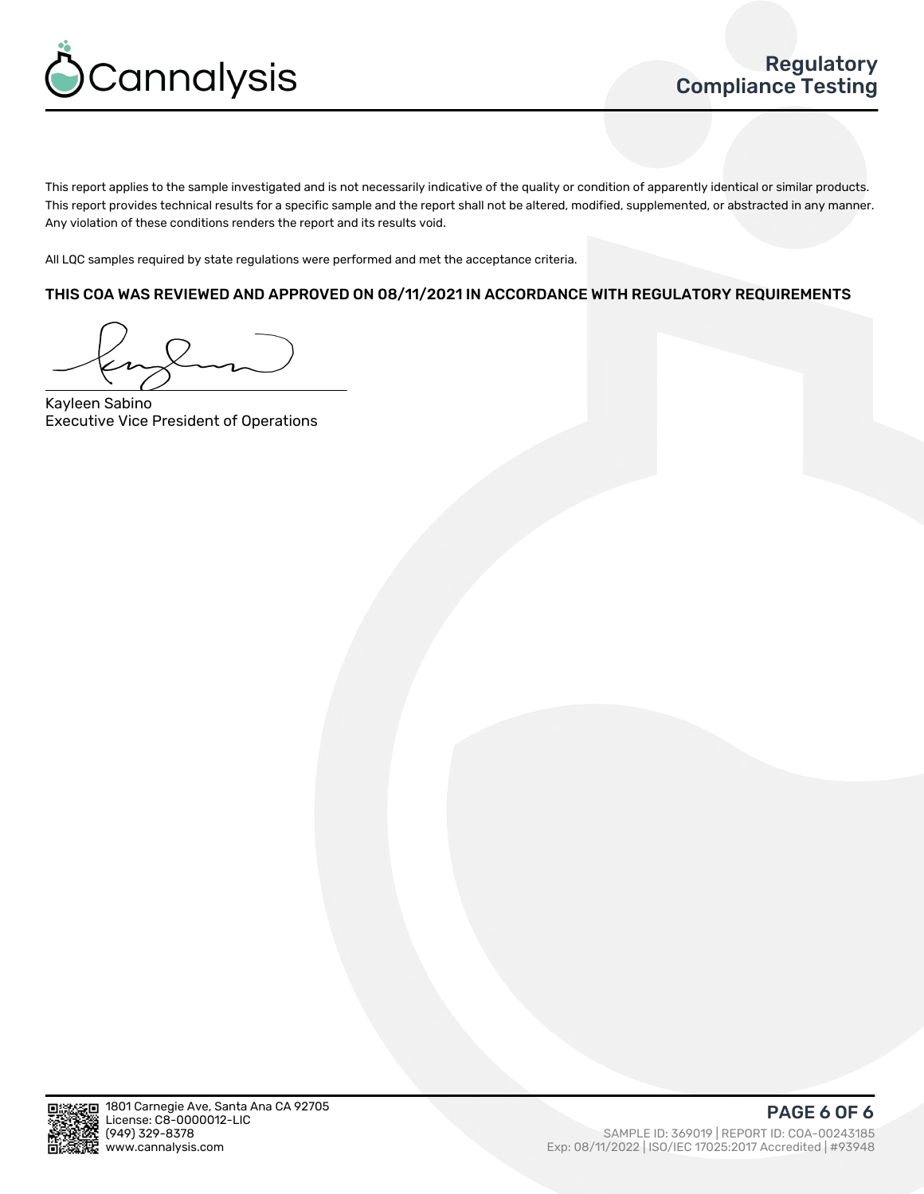This report applies to the sample investigated and is not necessarily indicative of the quality or condition of apparently identical or similar products. This report provides technical results for a specific sample and the report shall not be altered, modified, supplemented, or abstracted in any manner. Any violation of these conditions renders the report and its results void.

All LQC samples required by state regulations were performed and met the acceptance criteria.

**THIS COA WAS REVIEWED AND APPROVED ON 08/11/2021 IN ACCORDANCE WITH REGULATORY REQUIREMENTS**

Kayleen Sabino
Executive Vice President of Operations